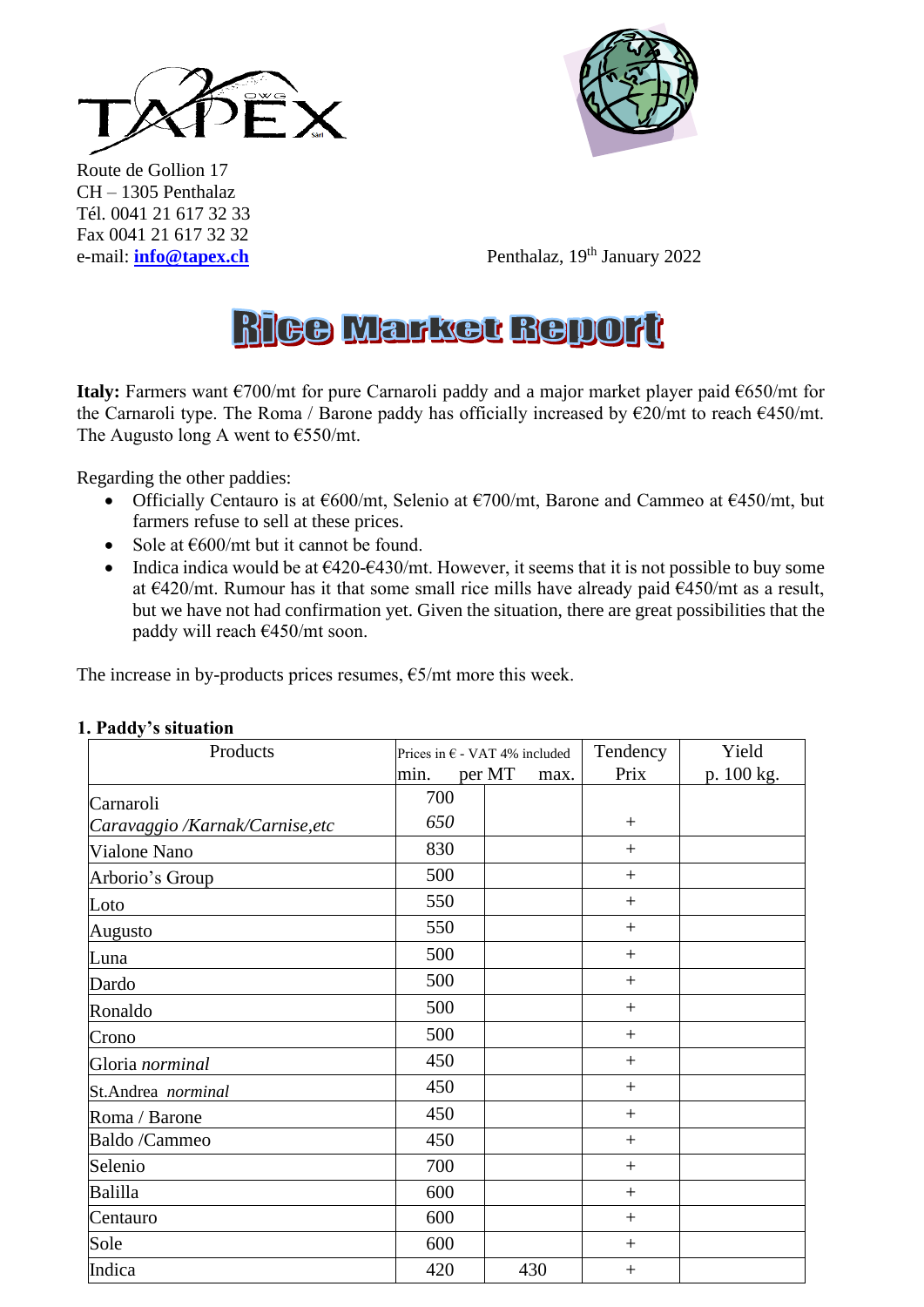TAPEX

Route de Gollion 17
CH – 1305 Penthalaz
Tél. 0041 21 617 32 33
Fax 0041 21 617 32 32
e-mail: **info@tapex.ch**

Penthalaz, 19th January 2022

# Rice Market Report

**Italy:** Farmers want €700/mt for pure Carnaroli paddy and a major market player paid €650/mt for the Carnaroli type. The Roma / Barone paddy has officially increased by €20/mt to reach €450/mt. The Augusto long A went to €550/mt.

Regarding the other paddies:

- Officially Centauro is at €600/mt, Selenio at €700/mt, Barone and Cammeo at €450/mt, but farmers refuse to sell at these prices.
- Sole at €600/mt but it cannot be found.
- Indica indica would be at €420-€430/mt. However, it seems that it is not possible to buy some at €420/mt. Rumour has it that some small rice mills have already paid €450/mt as a result, but we have not had confirmation yet. Given the situation, there are great possibilities that the paddy will reach €450/mt soon.

The increase in by-products prices resumes, €5/mt more this week.

## 1. Paddy's situation

| Products | Prices in € - VAT 4% included | | Tendency | Yield |
|---|---|---|---|---|
| | min. per MT | max. | Prix | p. 100 kg. |
| Carnaroli<br>*Caravaggio /Karnak/Carnise,etc* | 700<br>*650* | | + | |
| Vialone Nano | 830 | | + | |
| Arborio's Group | 500 | | + | |
| Loto | 550 | | + | |
| Augusto | 550 | | + | |
| Luna | 500 | | + | |
| Dardo | 500 | | + | |
| Ronaldo | 500 | | + | |
| Crono | 500 | | + | |
| Gloria *norminal* | 450 | | + | |
| St.Andrea *norminal* | 450 | | + | |
| Roma / Barone | 450 | | + | |
| Baldo /Cammeo | 450 | | + | |
| Selenio | 700 | | + | |
| Balilla | 600 | | + | |
| Centauro | 600 | | + | |
| Sole | 600 | | + | |
| Indica | 420 | 430 | + | |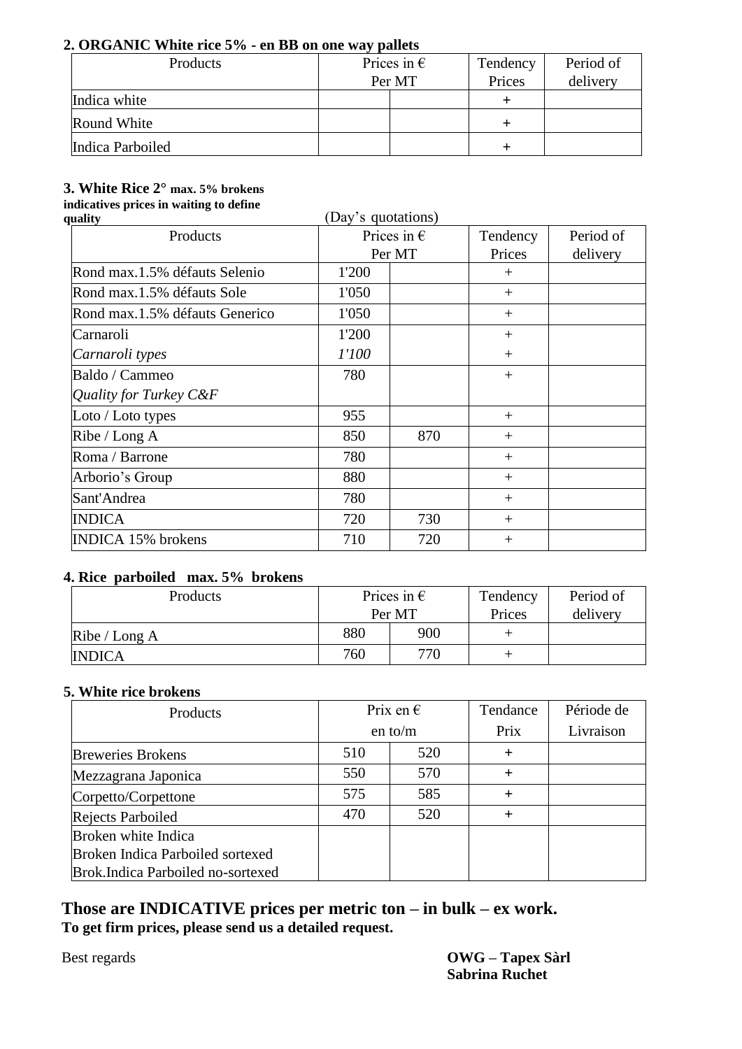**2. ORGANIC White rice 5% - en BB on one way pallets**

| Products | Prices in € Per MT | | Tendency Prices | Period of delivery |
|---|---|---|---|---|
| Indica white | | | + | |
| Round White | | | + | |
| Indica Parboiled | | | + | |

**3. White Rice 2° max. 5% brokens**
**indicatives prices in waiting to define quality**

(Day's quotations)

| Products | Prices in € Per MT | | Tendency Prices | Period of delivery |
|---|---|---|---|---|
| Rond max.1.5% défauts Selenio | 1'200 | | + | |
| Rond max.1.5% défauts Sole | 1'050 | | + | |
| Rond max.1.5% défauts Generico | 1'050 | | + | |
| Carnaroli | 1'200 | | + | |
| *Carnaroli types* | *1'100* | | + | |
| Baldo / Cammeo *Quality for Turkey C&F* | 780 | | + | |
| Loto / Loto types | 955 | | + | |
| Ribe / Long A | 850 | 870 | + | |
| Roma / Barrone | 780 | | + | |
| Arborio's Group | 880 | | + | |
| Sant'Andrea | 780 | | + | |
| INDICA | 720 | 730 | + | |
| INDICA 15% brokens | 710 | 720 | + | |

**4. Rice parboiled max. 5% brokens**

| Products | Prices in € Per MT | | Tendency Prices | Period of delivery |
|---|---|---|---|---|
| Ribe / Long A | 880 | 900 | + | |
| INDICA | 760 | 770 | + | |

**5. White rice brokens**

| Products | Prix en € en to/m | | Tendance Prix | Période de Livraison |
|---|---|---|---|---|
| Breweries Brokens | 510 | 520 | + | |
| Mezzagrana Japonica | 550 | 570 | + | |
| Corpetto/Corpettone | 575 | 585 | + | |
| Rejects Parboiled | 470 | 520 | + | |
| Broken white Indica<br>Broken Indica Parboiled sortexed<br>Brok.Indica Parboiled no-sortexed | | | | |

**Those are INDICATIVE prices per metric ton – in bulk – ex work.**
**To get firm prices, please send us a detailed request.**

Best regards

**OWG – Tapex Sàrl**
**Sabrina Ruchet**